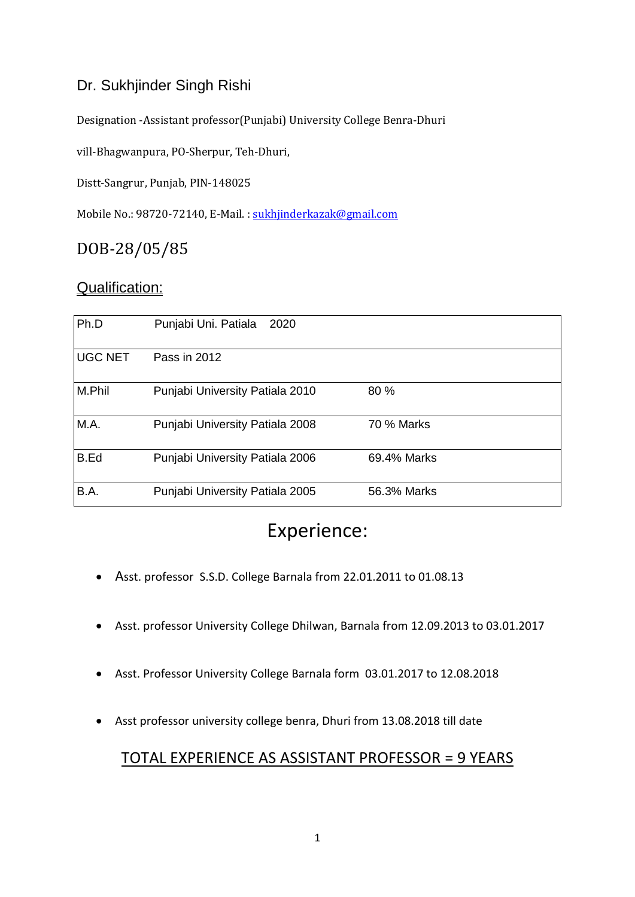# Dr. Sukhjinder Singh Rishi

Designation -Assistant professor(Punjabi) University College Benra-Dhuri

vill-Bhagwanpura, PO-Sherpur, Teh-Dhuri,

Distt-Sangrur, Punjab, PIN-148025

Mobile No.: 98720-72140, E-Mail. : sukhjinderkazak@gmail.com

## DOB-28/05/85

## Qualification:

| Ph.D | Punjabi Uni. Patiala 2020 | |
|---|---|---|
| UGC NET | Pass in 2012 | |
| M.Phil | Punjabi University Patiala 2010 | 80 % |
| M.A. | Punjabi University Patiala 2008 | 70 % Marks |
| B.Ed | Punjabi University Patiala 2006 | 69.4% Marks |
| B.A. | Punjabi University Patiala 2005 | 56.3% Marks |

## Experience:

- Asst. professor S.S.D. College Barnala from 22.01.2011 to 01.08.13
- Asst. professor University College Dhilwan, Barnala from 12.09.2013 to 03.01.2017
- Asst. Professor University College Barnala form 03.01.2017 to 12.08.2018
- Asst professor university college benra, Dhuri from 13.08.2018 till date

TOTAL EXPERIENCE AS ASSISTANT PROFESSOR = 9 YEARS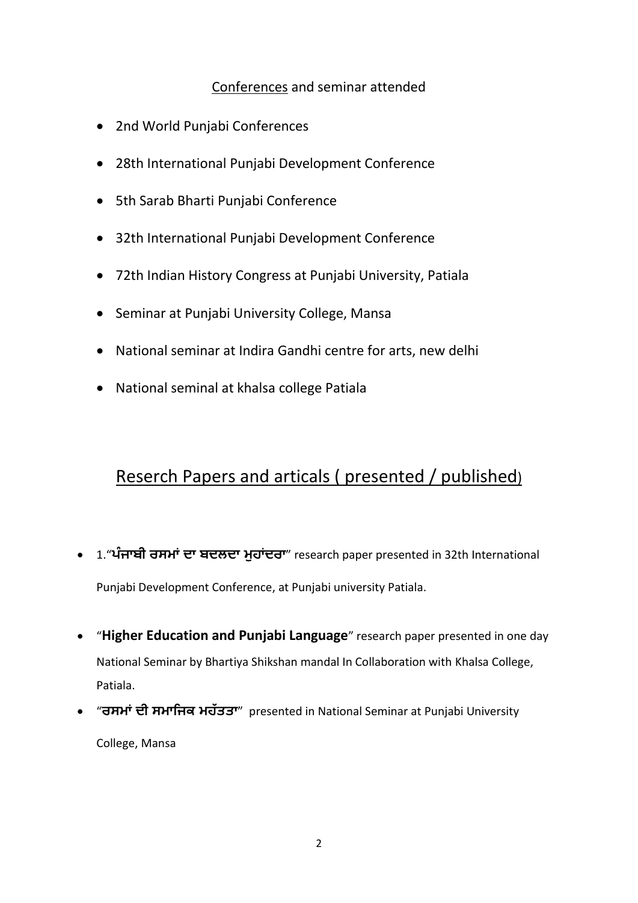## Conferences and seminar attended

- 2nd World Punjabi Conferences
- 28th International Punjabi Development Conference
- 5th Sarab Bharti Punjabi Conference
- 32th International Punjabi Development Conference
- 72th Indian History Congress at Punjabi University, Patiala
- Seminar at Punjabi University College, Mansa
- National seminar at Indira Gandhi centre for arts, new delhi
- National seminal at khalsa college Patiala

## Reserch Papers and articals ( presented / published)

- 1."**ਪੰਜਾਬੀ ਰਸਮਾਂ ਦਾ ਬਦਲਦਾ ਮੁਹਾਂਦਰਾ**" research paper presented in 32th International Punjabi Development Conference, at Punjabi university Patiala.
- "**Higher Education and Punjabi Language**" research paper presented in one day National Seminar by Bhartiya Shikshan mandal In Collaboration with Khalsa College, Patiala.
- "**ਰਸਮਾਂ ਦੀ ਸਮਾਜਿਕ ਮਹੱਤਤਾ**" presented in National Seminar at Punjabi University College, Mansa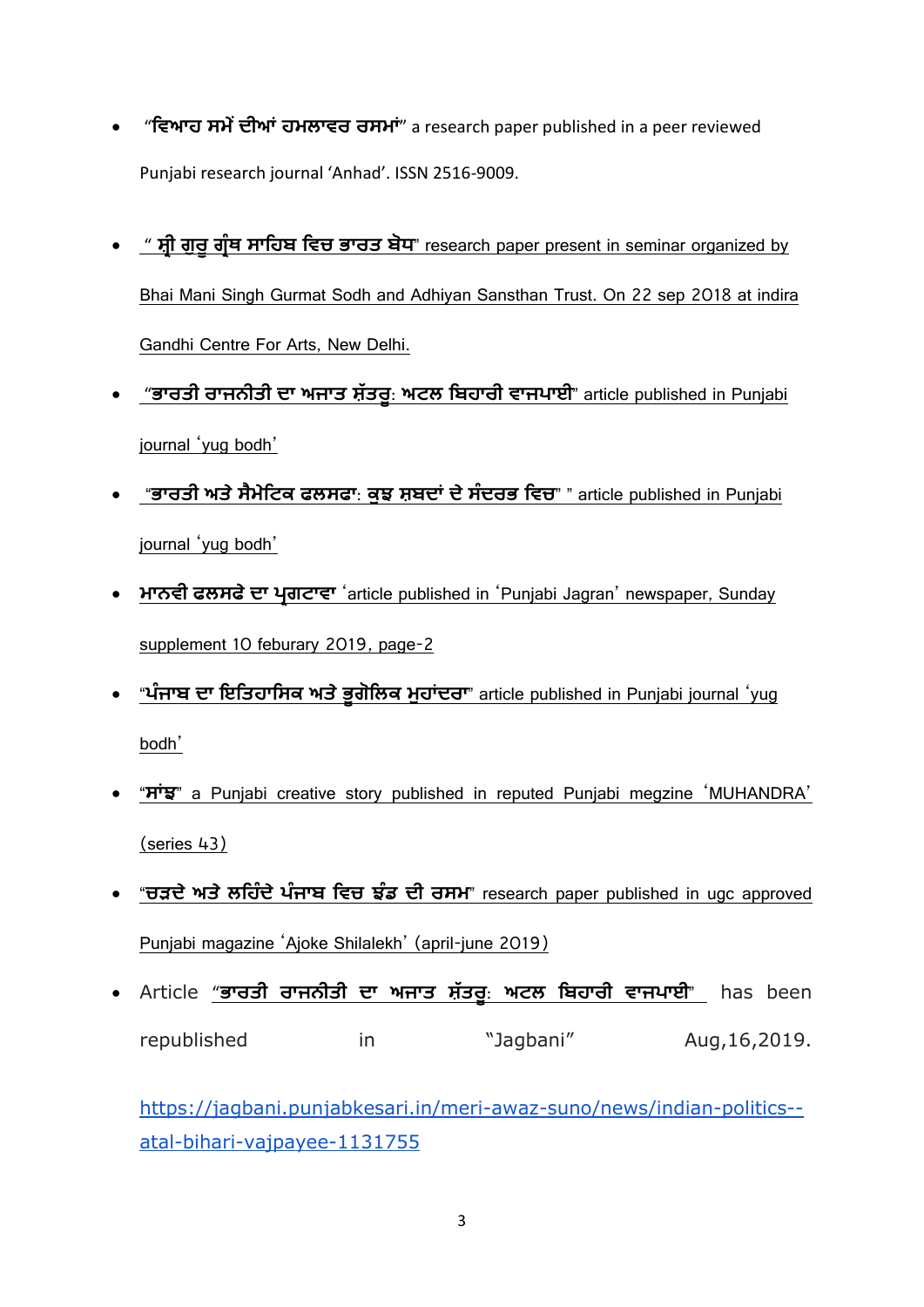- "**ਵਿਆਹ ਸਮੇਂ ਦੀਆਂ ਹਮਲਾਵਰ ਰਸਮਾਂ**" a research paper published in a peer reviewed Punjabi research journal 'Anhad'. ISSN 2516-9009.

- " **ਸ਼੍ਰੀ ਗੁਰੂ ਗ੍ਰੰਥ ਸਾਹਿਬ ਵਿਚ ਭਾਰਤ ਬੋਧ**" research paper present in seminar organized by Bhai Mani Singh Gurmat Sodh and Adhiyan Sansthan Trust. On 22 sep 2018 at indira Gandhi Centre For Arts, New Delhi.

- "**ਭਾਰਤੀ ਰਾਜਨੀਤੀ ਦਾ ਅਜਾਤ ਸ਼ੱਤਰੂ: ਅਟਲ ਬਿਹਾਰੀ ਵਾਜਪਾਈ**" article published in Punjabi journal 'yug bodh'

- "**ਭਾਰਤੀ ਅਤੇ ਸੈਮੇਟਿਕ ਫਲਸਫਾ: ਕੁਝ ਸ਼ਬਦਾਂ ਦੇ ਸੰਦਰਭ ਵਿਚ**" " article published in Punjabi journal 'yug bodh'

- **ਮਾਨਵੀ ਫਲਸਫੇ ਦਾ ਪ੍ਰਗਟਾਵਾ** 'article published in 'Punjabi Jagran' newspaper, Sunday supplement 10 feburary 2019, page-2

- "**ਪੰਜਾਬ ਦਾ ਇਤਿਹਾਸਿਕ ਅਤੇ ਭੂਗੋਲਿਕ ਮੁਹਾਂਦਰਾ**" article published in Punjabi journal 'yug bodh'

- "**ਸਾਂਝ**" a Punjabi creative story published in reputed Punjabi megzine 'MUHANDRA' (series 43)

- "**ਚੜਦੇ ਅਤੇ ਲਹਿੰਦੇ ਪੰਜਾਬ ਵਿਚ ਝੰਡ ਦੀ ਰਸਮ**" research paper published in ugc approved Punjabi magazine 'Ajoke Shilalekh' (april-june 2019)

- Article "**ਭਾਰਤੀ ਰਾਜਨੀਤੀ ਦਾ ਅਜਾਤ ਸ਼ੱਤਰੂ: ਅਟਲ ਬਿਹਾਰੀ ਵਾਜਪਾਈ**" has been republished in "Jagbani" Aug,16,2019.

  https://jagbani.punjabkesari.in/meri-awaz-suno/news/indian-politics--atal-bihari-vajpayee-1131755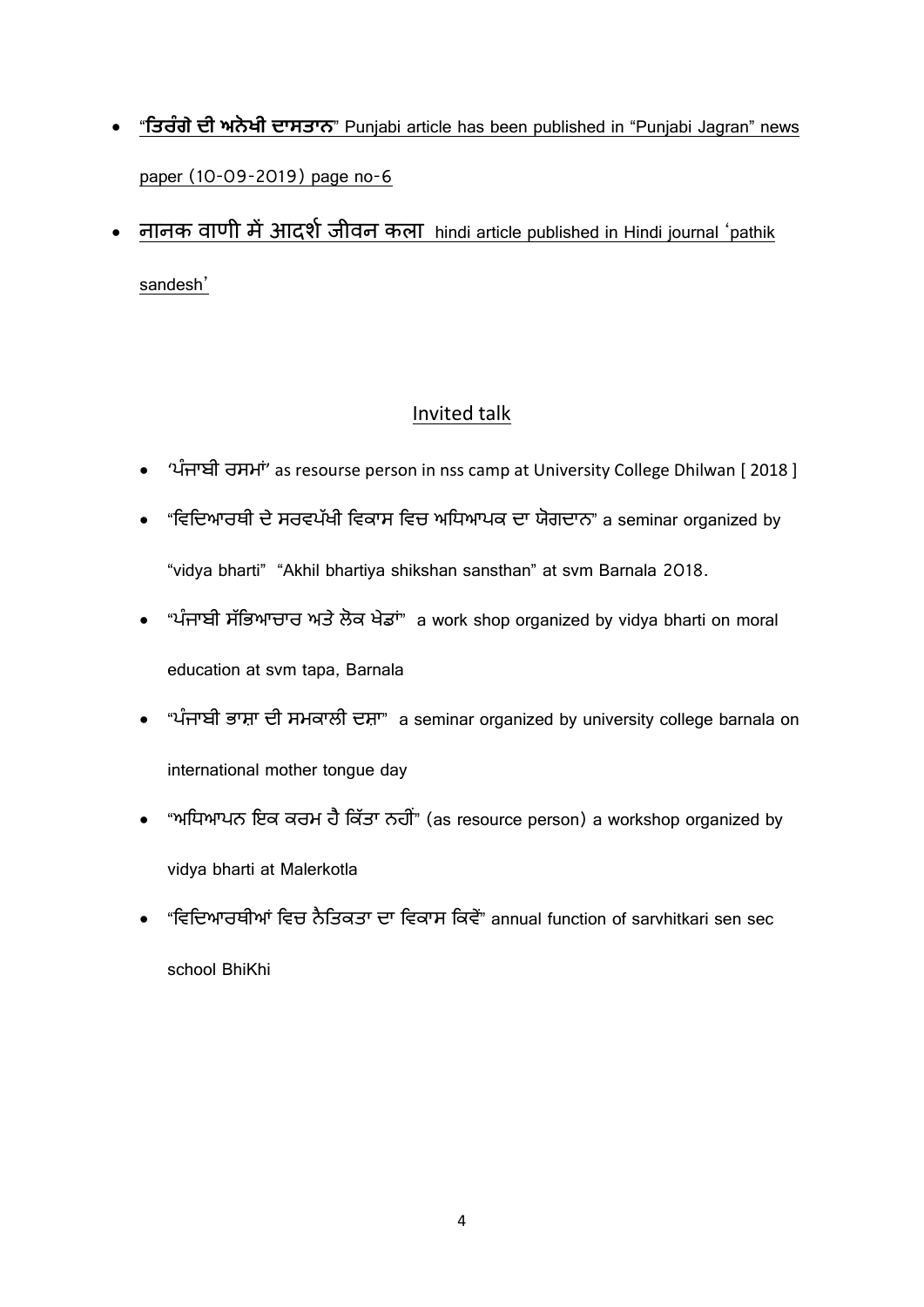- “**ਤਿਰੰਗੇ ਦੀ ਅਨੋਖੀ ਦਾਸਤਾਨ**” Punjabi article has been published in “Punjabi Jagran” news paper (10-09-2019) page no-6
- **नानक वाणी में आदर्श जीवन कला** hindi article published in Hindi journal ‘pathik sandesh’

## Invited talk

- ‘ਪੰਜਾਬੀ ਰਸਮਾਂ’ as resourse person in nss camp at University College Dhilwan [ 2018 ]
- “ਵਿਦਿਆਰਥੀ ਦੇ ਸਰਵਪੱਖੀ ਵਿਕਾਸ ਵਿਚ ਅਧਿਆਪਕ ਦਾ ਯੋਗਦਾਨ” a seminar organized by “vidya bharti” “Akhil bhartiya shikshan sansthan” at svm Barnala 2018.
- “ਪੰਜਾਬੀ ਸੱਭਿਆਚਾਰ ਅਤੇ ਲੋਕ ਖੇਡਾਂ” a work shop organized by vidya bharti on moral education at svm tapa, Barnala
- “ਪੰਜਾਬੀ ਭਾਸ਼ਾ ਦੀ ਸਮਕਾਲੀ ਦਸ਼ਾ” a seminar organized by university college barnala on international mother tongue day
- “ਅਧਿਆਪਨ ਇਕ ਕਰਮ ਹੈ ਕਿੱਤਾ ਨਹੀਂ” (as resource person) a workshop organized by vidya bharti at Malerkotla
- “ਵਿਦਿਆਰਥੀਆਂ ਵਿਚ ਨੈਤਿਕਤਾ ਦਾ ਵਿਕਾਸ ਕਿਵੇਂ” annual function of sarvhitkari sen sec school BhiKhi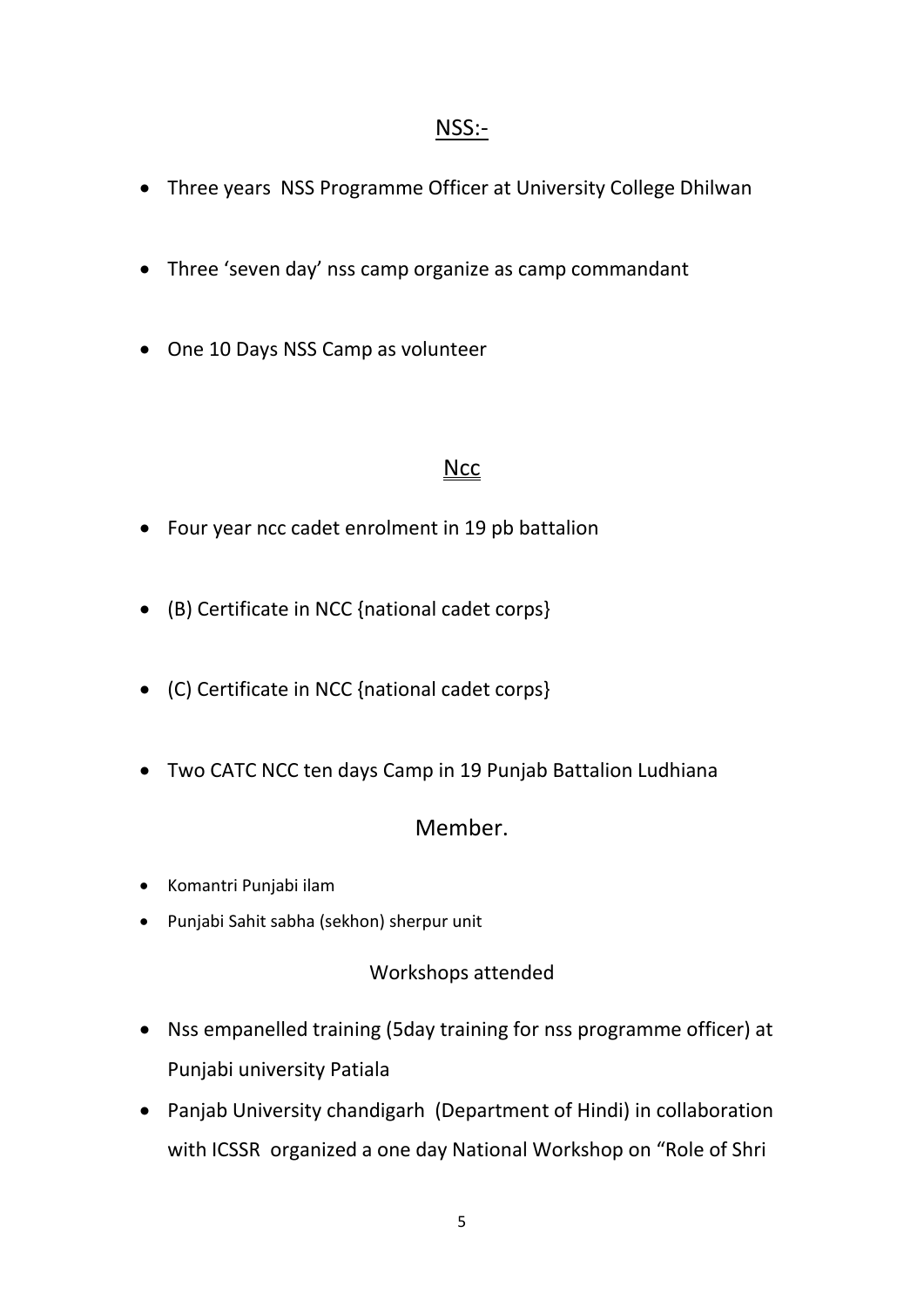## NSS:-

- Three years NSS Programme Officer at University College Dhilwan
- Three 'seven day' nss camp organize as camp commandant
- One 10 Days NSS Camp as volunteer

## Ncc

- Four year ncc cadet enrolment in 19 pb battalion
- (B) Certificate in NCC {national cadet corps}
- (C) Certificate in NCC {national cadet corps}
- Two CATC NCC ten days Camp in 19 Punjab Battalion Ludhiana

## Member.

- Komantri Punjabi ilam
- Punjabi Sahit sabha (sekhon) sherpur unit

### Workshops attended

- Nss empanelled training (5day training for nss programme officer) at Punjabi university Patiala
- Panjab University chandigarh (Department of Hindi) in collaboration with ICSSR organized a one day National Workshop on "Role of Shri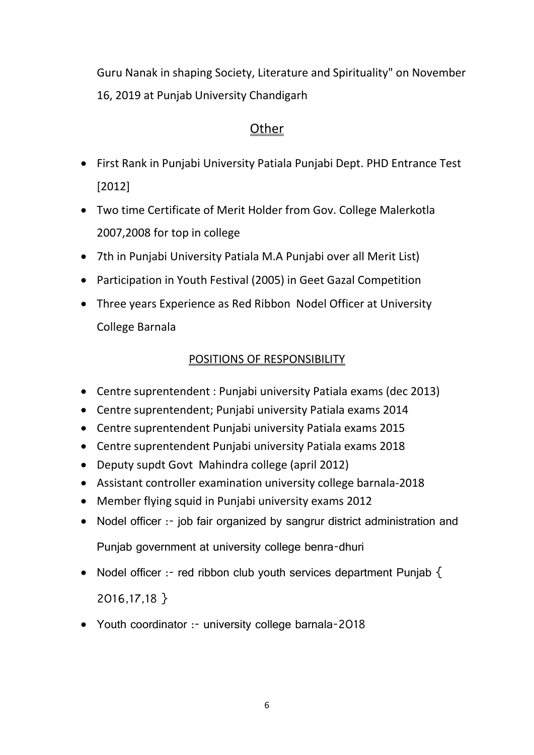Guru Nanak in shaping Society, Literature and Spirituality" on November 16, 2019 at Punjab University Chandigarh

## Other

- First Rank in Punjabi University Patiala Punjabi Dept. PHD Entrance Test [2012]
- Two time Certificate of Merit Holder from Gov. College Malerkotla 2007,2008 for top in college
- 7th in Punjabi University Patiala M.A Punjabi over all Merit List)
- Participation in Youth Festival (2005) in Geet Gazal Competition
- Three years Experience as Red Ribbon Nodel Officer at University College Barnala

## POSITIONS OF RESPONSIBILITY

- Centre suprentendent : Punjabi university Patiala exams (dec 2013)
- Centre suprentendent; Punjabi university Patiala exams 2014
- Centre suprentendent Punjabi university Patiala exams 2015
- Centre suprentendent Punjabi university Patiala exams 2018
- Deputy supdt Govt Mahindra college (april 2012)
- Assistant controller examination university college barnala-2018
- Member flying squid in Punjabi university exams 2012
- Nodel officer :- job fair organized by sangrur district administration and Punjab government at university college benra-dhuri
- Nodel officer :- red ribbon club youth services department Punjab { 2016,17,18 }
- Youth coordinator :- university college barnala-2018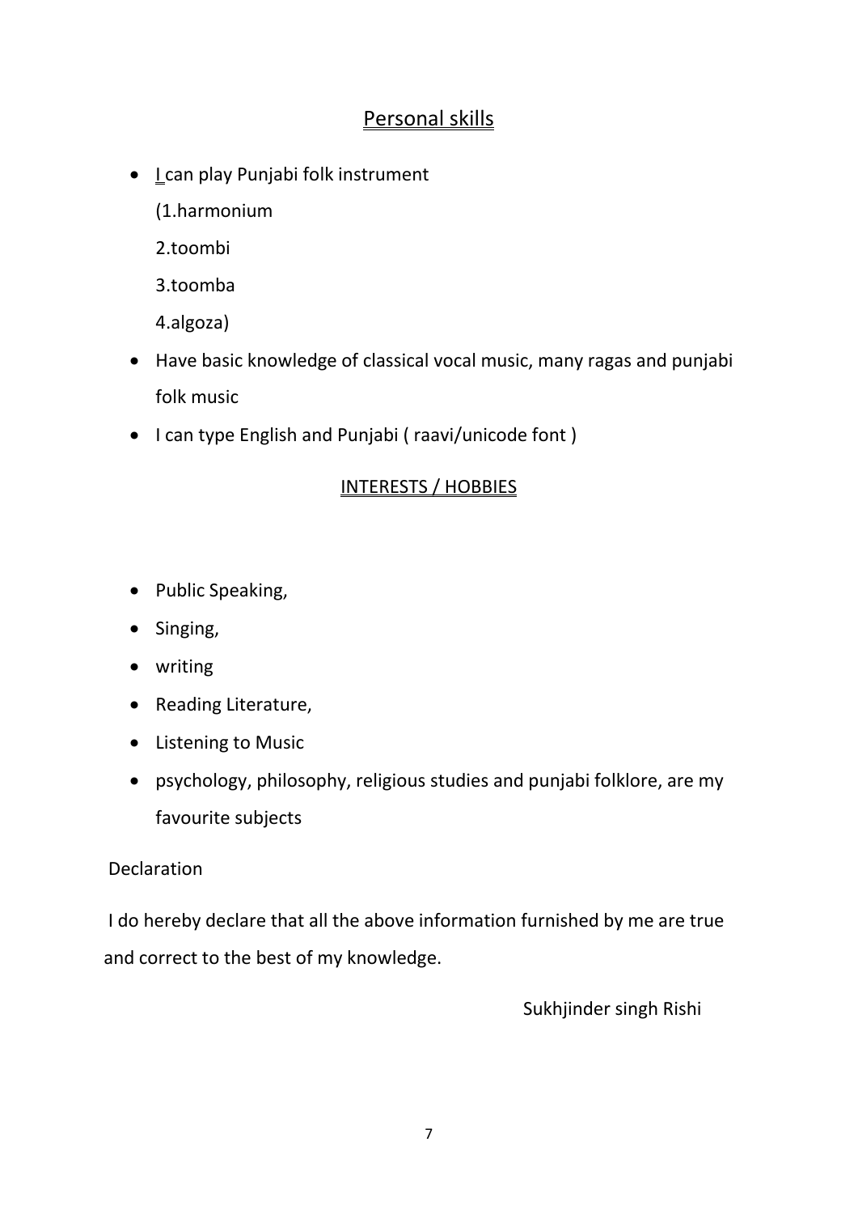## Personal skills

- I can play Punjabi folk instrument

  (1.harmonium

  2.toombi

  3.toomba

  4.algoza)
- Have basic knowledge of classical vocal music, many ragas and punjabi folk music
- I can type English and Punjabi ( raavi/unicode font )

## INTERESTS / HOBBIES

- Public Speaking,
- Singing,
- writing
- Reading Literature,
- Listening to Music
- psychology, philosophy, religious studies and punjabi folklore, are my favourite subjects

Declaration

I do hereby declare that all the above information furnished by me are true and correct to the best of my knowledge.

Sukhjinder singh Rishi